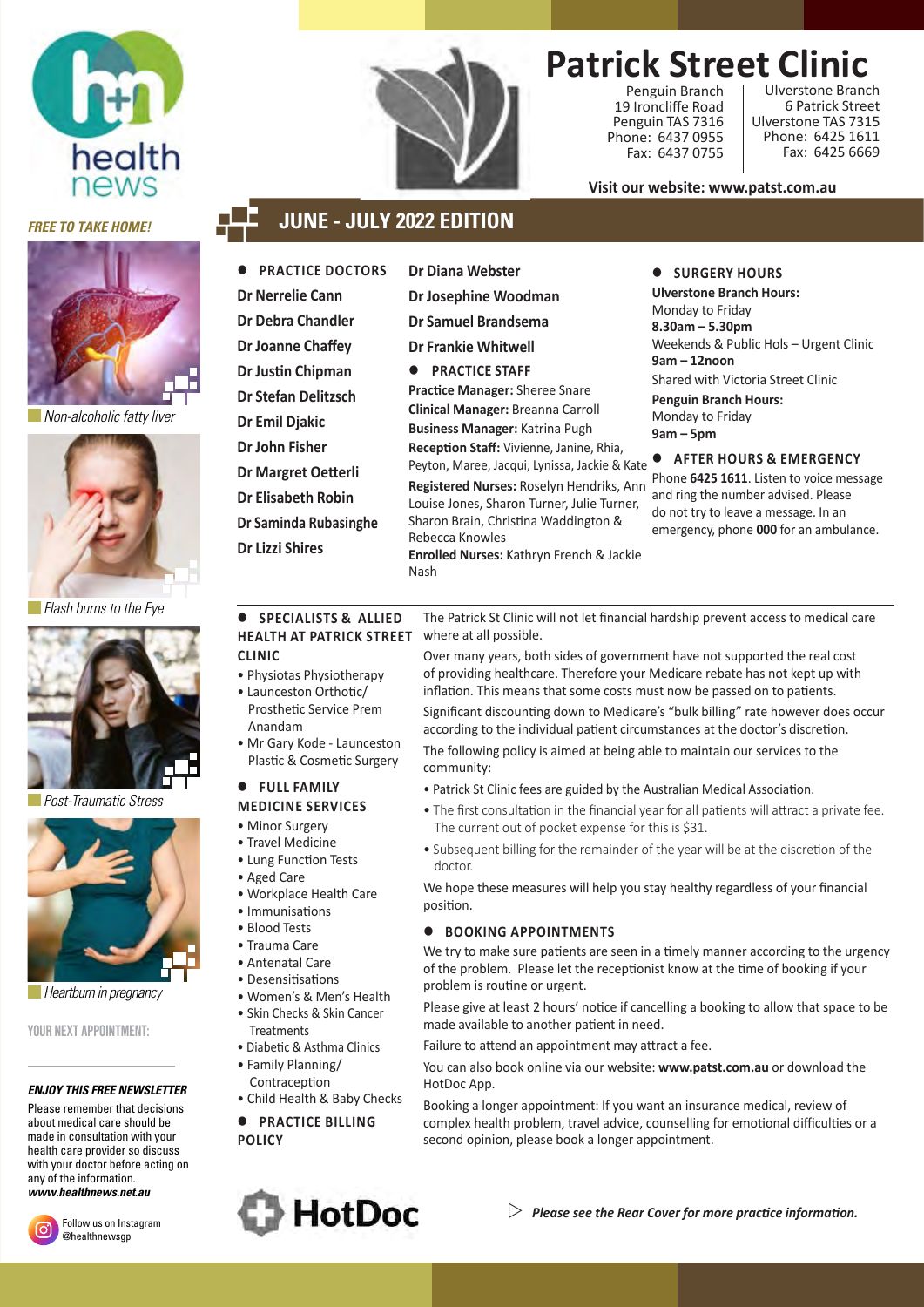# Patrick Street Clinic

Penguin Branch
19 Ironcliffe Road
Penguin TAS 7316
Phone: 6437 0955
Fax: 6437 0755

Ulverstone Branch
6 Patrick Street
Ulverstone TAS 7315
Phone: 6425 1611
Fax: 6425 6669

**Visit our website: www.patst.com.au**

*FREE TO TAKE HOME!*

## JUNE - JULY 2022 EDITION

Non-alcoholic fatty liver

Flash burns to the Eye

Post-Traumatic Stress

Heartburn in pregnancy

YOUR NEXT APPOINTMENT:

### PRACTICE DOCTORS

- Dr Nerrelie Cann
- Dr Debra Chandler
- Dr Joanne Chaffey
- Dr Justin Chipman
- Dr Stefan Delitzsch
- Dr Emil Djakic
- Dr John Fisher
- Dr Margret Oetterli
- Dr Elisabeth Robin
- Dr Saminda Rubasinghe
- Dr Lizzi Shires
- Dr Diana Webster
- Dr Josephine Woodman
- Dr Samuel Brandsema
- Dr Frankie Whitwell

### PRACTICE STAFF

**Practice Manager:** Sheree Snare
**Clinical Manager:** Breanna Carroll
**Business Manager:** Katrina Pugh
**Reception Staff:** Vivienne, Janine, Rhia, Peyton, Maree, Jacqui, Lynissa, Jackie & Kate
**Registered Nurses:** Roselyn Hendriks, Ann Louise Jones, Sharon Turner, Julie Turner, Sharon Brain, Christina Waddington & Rebecca Knowles
**Enrolled Nurses:** Kathryn French & Jackie Nash

### SURGERY HOURS

**Ulverstone Branch Hours:**
Monday to Friday
**8.30am – 5.30pm**
Weekends & Public Hols – Urgent Clinic
**9am – 12noon**
Shared with Victoria Street Clinic

**Penguin Branch Hours:**
Monday to Friday
**9am – 5pm**

### AFTER HOURS & EMERGENCY

Phone **6425 1611**. Listen to voice message and ring the number advised. Please do not try to leave a message. In an emergency, phone **000** for an ambulance.

### SPECIALISTS & ALLIED HEALTH AT PATRICK STREET CLINIC

- Physiotas Physiotherapy
- Launceston Orthotic/ Prosthetic Service Prem Anandam
- Mr Gary Kode - Launceston Plastic & Cosmetic Surgery

### FULL FAMILY MEDICINE SERVICES

- Minor Surgery
- Travel Medicine
- Lung Function Tests
- Aged Care
- Workplace Health Care
- Immunisations
- Blood Tests
- Trauma Care
- Antenatal Care
- Desensitisations
- Women's & Men's Health
- Skin Checks & Skin Cancer Treatments
- Diabetic & Asthma Clinics
- Family Planning/ Contraception
- Child Health & Baby Checks

### PRACTICE BILLING POLICY

The Patrick St Clinic will not let financial hardship prevent access to medical care where at all possible.

Over many years, both sides of government have not supported the real cost of providing healthcare. Therefore your Medicare rebate has not kept up with inflation. This means that some costs must now be passed on to patients.

Significant discounting down to Medicare's "bulk billing" rate however does occur according to the individual patient circumstances at the doctor's discretion.

The following policy is aimed at being able to maintain our services to the community:

- Patrick St Clinic fees are guided by the Australian Medical Association.
- The first consultation in the financial year for all patients will attract a private fee. The current out of pocket expense for this is $31.
- Subsequent billing for the remainder of the year will be at the discretion of the doctor.

We hope these measures will help you stay healthy regardless of your financial position.

### BOOKING APPOINTMENTS

We try to make sure patients are seen in a timely manner according to the urgency of the problem. Please let the receptionist know at the time of booking if your problem is routine or urgent.

Please give at least 2 hours' notice if cancelling a booking to allow that space to be made available to another patient in need.

Failure to attend an appointment may attract a fee.

You can also book online via our website: **www.patst.com.au** or download the HotDoc App.

Booking a longer appointment: If you want an insurance medical, review of complex health problem, travel advice, counselling for emotional difficulties or a second opinion, please book a longer appointment.

HotDoc

***Please see the Rear Cover for more practice information.***

***ENJOY THIS FREE NEWSLETTER***

Please remember that decisions about medical care should be made in consultation with your health care provider so discuss with your doctor before acting on any of the information.
***www.healthnews.net.au***

Follow us on Instagram @healthnewsgp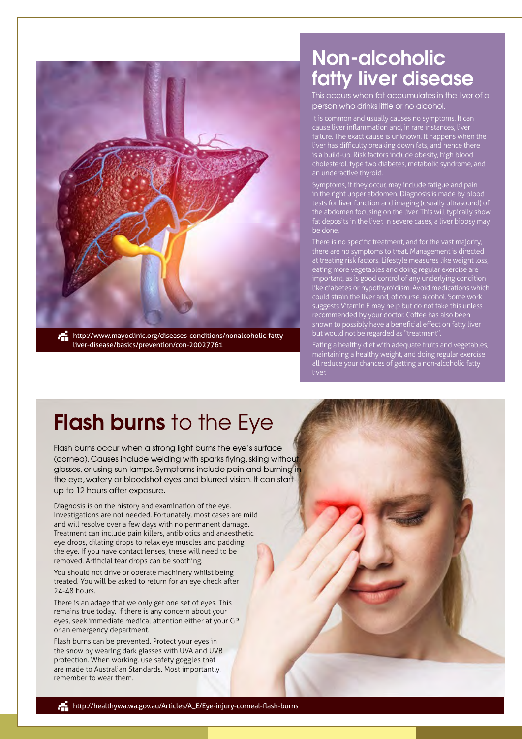# Non-alcoholic fatty liver disease

This occurs when fat accumulates in the liver of a person who drinks little or no alcohol.

It is common and usually causes no symptoms. It can cause liver inflammation and, in rare instances, liver failure. The exact cause is unknown. It happens when the liver has difficulty breaking down fats, and hence there is a build-up. Risk factors include obesity, high blood cholesterol, type two diabetes, metabolic syndrome, and an underactive thyroid.

Symptoms, if they occur, may include fatigue and pain in the right upper abdomen. Diagnosis is made by blood tests for liver function and imaging (usually ultrasound) of the abdomen focusing on the liver. This will typically show fat deposits in the liver. In severe cases, a liver biopsy may be done.

There is no specific treatment, and for the vast majority, there are no symptoms to treat. Management is directed at treating risk factors. Lifestyle measures like weight loss, eating more vegetables and doing regular exercise are important, as is good control of any underlying condition like diabetes or hypothyroidism. Avoid medications which could strain the liver and, of course, alcohol. Some work suggests Vitamin E may help but do not take this unless recommended by your doctor. Coffee has also been shown to possibly have a beneficial effect on fatty liver but would not be regarded as "treatment".

Eating a healthy diet with adequate fruits and vegetables, maintaining a healthy weight, and doing regular exercise all reduce your chances of getting a non-alcoholic fatty liver.

http://www.mayoclinic.org/diseases-conditions/nonalcoholic-fatty-liver-disease/basics/prevention/con-20027761

# **Flash burns** to the Eye

Flash burns occur when a strong light burns the eye's surface (cornea). Causes include welding with sparks flying, skiing without glasses, or using sun lamps. Symptoms include pain and burning in the eye, watery or bloodshot eyes and blurred vision. It can start up to 12 hours after exposure.

Diagnosis is on the history and examination of the eye. Investigations are not needed. Fortunately, most cases are mild and will resolve over a few days with no permanent damage. Treatment can include pain killers, antibiotics and anaesthetic eye drops, dilating drops to relax eye muscles and padding the eye. If you have contact lenses, these will need to be removed. Artificial tear drops can be soothing.

You should not drive or operate machinery whilst being treated. You will be asked to return for an eye check after 24-48 hours.

There is an adage that we only get one set of eyes. This remains true today. If there is any concern about your eyes, seek immediate medical attention either at your GP or an emergency department.

Flash burns can be prevented. Protect your eyes in the snow by wearing dark glasses with UVA and UVB protection. When working, use safety goggles that are made to Australian Standards. Most importantly, remember to wear them.

http://healthywa.wa.gov.au/Articles/A_E/Eye-injury-corneal-flash-burns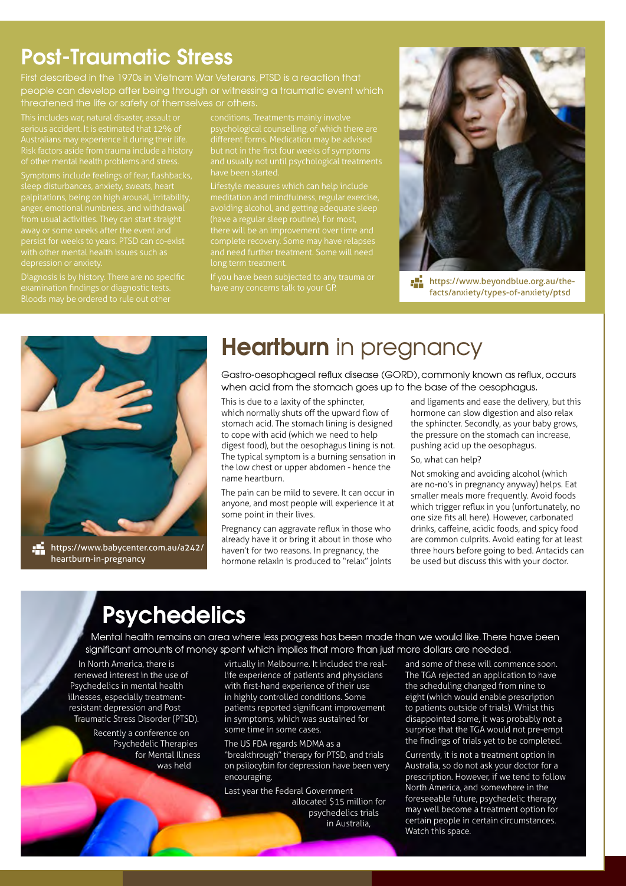## Post-Traumatic Stress

First described in the 1970s in Vietnam War Veterans, PTSD is a reaction that people can develop after being through or witnessing a traumatic event which threatened the life or safety of themselves or others.

This includes war, natural disaster, assault or serious accident. It is estimated that 12% of Australians may experience it during their life. Risk factors aside from trauma include a history of other mental health problems and stress.

Symptoms include feelings of fear, flashbacks, sleep disturbances, anxiety, sweats, heart palpitations, being on high arousal, irritability, anger, emotional numbness, and withdrawal from usual activities. They can start straight away or some weeks after the event and persist for weeks to years. PTSD can co-exist with other mental health issues such as depression or anxiety.

Diagnosis is by history. There are no specific examination findings or diagnostic tests. Bloods may be ordered to rule out other conditions. Treatments mainly involve psychological counselling, of which there are different forms. Medication may be advised but not in the first four weeks of symptoms and usually not until psychological treatments have been started.

Lifestyle measures which can help include meditation and mindfulness, regular exercise, avoiding alcohol, and getting adequate sleep (have a regular sleep routine). For most, there will be an improvement over time and complete recovery. Some may have relapses and need further treatment. Some will need long term treatment.

If you have been subjected to any trauma or have any concerns talk to your GP.

https://www.beyondblue.org.au/the-facts/anxiety/types-of-anxiety/ptsd

## Heartburn in pregnancy

Gastro-oesophageal reflux disease (GORD), commonly known as reflux, occurs when acid from the stomach goes up to the base of the oesophagus.

This is due to a laxity of the sphincter, which normally shuts off the upward flow of stomach acid. The stomach lining is designed to cope with acid (which we need to help digest food), but the oesophagus lining is not. The typical symptom is a burning sensation in the low chest or upper abdomen - hence the name heartburn.

The pain can be mild to severe. It can occur in anyone, and most people will experience it at some point in their lives.

Pregnancy can aggravate reflux in those who already have it or bring it about in those who haven't for two reasons. In pregnancy, the hormone relaxin is produced to "relax" joints and ligaments and ease the delivery, but this hormone can slow digestion and also relax the sphincter. Secondly, as your baby grows, the pressure on the stomach can increase, pushing acid up the oesophagus.

So, what can help?

Not smoking and avoiding alcohol (which are no-no's in pregnancy anyway) helps. Eat smaller meals more frequently. Avoid foods which trigger reflux in you (unfortunately, no one size fits all here). However, carbonated drinks, caffeine, acidic foods, and spicy food are common culprits. Avoid eating for at least three hours before going to bed. Antacids can be used but discuss this with your doctor.

https://www.babycenter.com.au/a242/heartburn-in-pregnancy

## Psychedelics

Mental health remains an area where less progress has been made than we would like. There have been significant amounts of money spent which implies that more than just more dollars are needed.

In North America, there is renewed interest in the use of Psychedelics in mental health illnesses, especially treatment-resistant depression and Post Traumatic Stress Disorder (PTSD).

Recently a conference on Psychedelic Therapies for Mental Illness was held virtually in Melbourne. It included the real-life experience of patients and physicians with first-hand experience of their use in highly controlled conditions. Some patients reported significant improvement in symptoms, which was sustained for some time in some cases.

The US FDA regards MDMA as a "breakthrough" therapy for PTSD, and trials on psilocybin for depression have been very encouraging.

Last year the Federal Government allocated $15 million for psychedelics trials in Australia, and some of these will commence soon. The TGA rejected an application to have the scheduling changed from nine to eight (which would enable prescription to patients outside of trials). Whilst this disappointed some, it was probably not a surprise that the TGA would not pre-empt the findings of trials yet to be completed.

Currently, it is not a treatment option in Australia, so do not ask your doctor for a prescription. However, if we tend to follow North America, and somewhere in the foreseeable future, psychedelic therapy may well become a treatment option for certain people in certain circumstances. Watch this space.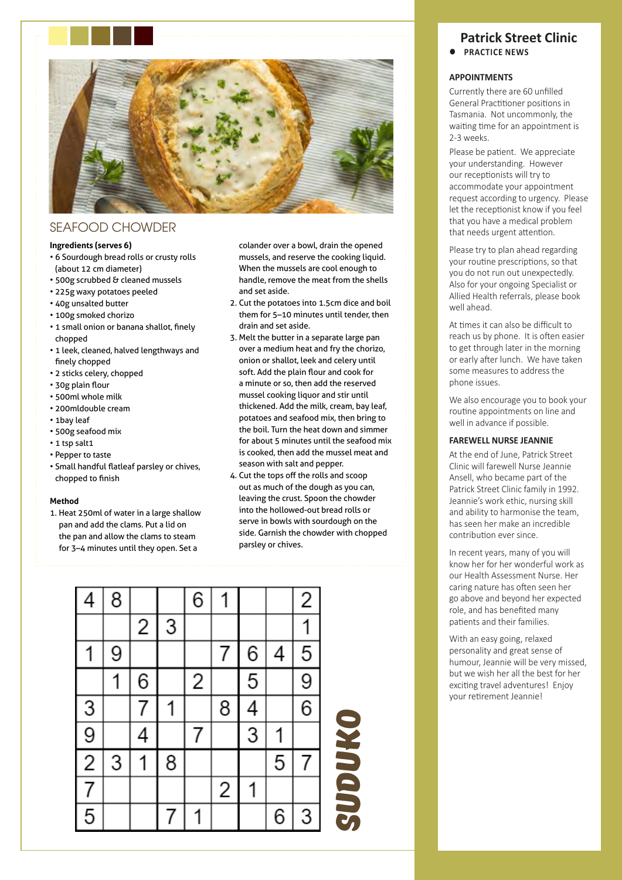## SEAFOOD CHOWDER

**Ingredients (serves 6)**

- 6 Sourdough bread rolls or crusty rolls (about 12 cm diameter)
- 500g scrubbed & cleaned mussels
- 225g waxy potatoes peeled
- 40g unsalted butter
- 100g smoked chorizo
- 1 small onion or banana shallot, finely chopped
- 1 leek, cleaned, halved lengthways and finely chopped
- 2 sticks celery, chopped
- 30g plain flour
- 500ml whole milk
- 200mldouble cream
- 1bay leaf
- 500g seafood mix
- 1 tsp salt1
- Pepper to taste
- Small handful flatleaf parsley or chives, chopped to finish

**Method**

1. Heat 250ml of water in a large shallow pan and add the clams. Put a lid on the pan and allow the clams to steam for 3–4 minutes until they open. Set a colander over a bowl, drain the opened mussels, and reserve the cooking liquid. When the mussels are cool enough to handle, remove the meat from the shells and set aside.
2. Cut the potatoes into 1.5cm dice and boil them for 5–10 minutes until tender, then drain and set aside.
3. Melt the butter in a separate large pan over a medium heat and fry the chorizo, onion or shallot, leek and celery until soft. Add the plain flour and cook for a minute or so, then add the reserved mussel cooking liquor and stir until thickened. Add the milk, cream, bay leaf, potatoes and seafood mix, then bring to the boil. Turn the heat down and simmer for about 5 minutes until the seafood mix is cooked, then add the mussel meat and season with salt and pepper.
4. Cut the tops off the rolls and scoop out as much of the dough as you can, leaving the crust. Spoon the chowder into the hollowed-out bread rolls or serve in bowls with sourdough on the side. Garnish the chowder with chopped parsley or chives.

## SUDUKO

| | | | | | | | | |
|---|---|---|---|---|---|---|---|---|
| 4 | 8 | | | 6 | 1 | | | 2 |
| | | 2 | 3 | | | | | 1 |
| 1 | 9 | | | | 7 | 6 | 4 | 5 |
| | 1 | 6 | | 2 | | 5 | | 9 |
| 3 | | 7 | 1 | | 8 | 4 | | 6 |
| 9 | | 4 | | 7 | | 3 | 1 | |
| 2 | 3 | 1 | 8 | | | | 5 | 7 |
| 7 | | | | | 2 | 1 | | |
| 5 | | | 7 | 1 | | | 6 | 3 |

# Patrick Street Clinic

- **PRACTICE NEWS**

### APPOINTMENTS

Currently there are 60 unfilled General Practitioner positions in Tasmania. Not uncommonly, the waiting time for an appointment is 2-3 weeks.

Please be patient. We appreciate your understanding. However our receptionists will try to accommodate your appointment request according to urgency. Please let the receptionist know if you feel that you have a medical problem that needs urgent attention.

Please try to plan ahead regarding your routine prescriptions, so that you do not run out unexpectedly. Also for your ongoing Specialist or Allied Health referrals, please book well ahead.

At times it can also be difficult to reach us by phone. It is often easier to get through later in the morning or early after lunch. We have taken some measures to address the phone issues.

We also encourage you to book your routine appointments on line and well in advance if possible.

### FAREWELL NURSE JEANNIE

At the end of June, Patrick Street Clinic will farewell Nurse Jeannie Ansell, who became part of the Patrick Street Clinic family in 1992. Jeannie's work ethic, nursing skill and ability to harmonise the team, has seen her make an incredible contribution ever since.

In recent years, many of you will know her for her wonderful work as our Health Assessment Nurse. Her caring nature has often seen her go above and beyond her expected role, and has benefited many patients and their families.

With an easy going, relaxed personality and great sense of humour, Jeannie will be very missed, but we wish her all the best for her exciting travel adventures! Enjoy your retirement Jeannie!